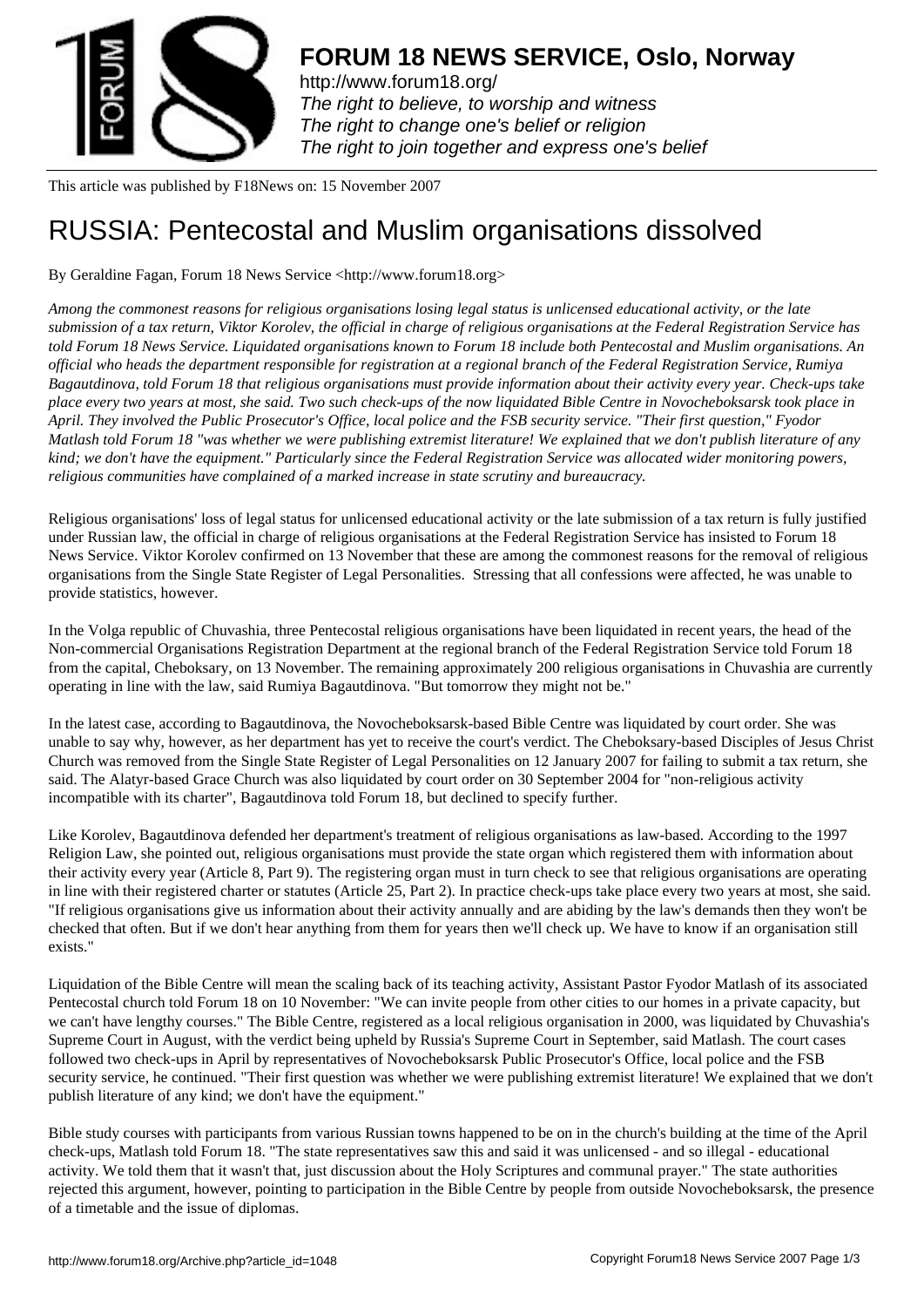# FORUM 18 NEWS SERVICE, Oslo, Norway

http://www.forum18.org/
*The right to believe, to worship and witness*
*The right to change one's belief or religion*
*The right to join together and express one's belief*

This article was published by F18News on: 15 November 2007

# RUSSIA: Pentecostal and Muslim organisations dissolved

By Geraldine Fagan, Forum 18 News Service <http://www.forum18.org>

*Among the commonest reasons for religious organisations losing legal status is unlicensed educational activity, or the late submission of a tax return, Viktor Korolev, the official in charge of religious organisations at the Federal Registration Service has told Forum 18 News Service. Liquidated organisations known to Forum 18 include both Pentecostal and Muslim organisations. An official who heads the department responsible for registration at a regional branch of the Federal Registration Service, Rumiya Bagautdinova, told Forum 18 that religious organisations must provide information about their activity every year. Check-ups take place every two years at most, she said. Two such check-ups of the now liquidated Bible Centre in Novocheboksarsk took place in April. They involved the Public Prosecutor's Office, local police and the FSB security service. "Their first question," Fyodor Matlash told Forum 18 "was whether we were publishing extremist literature! We explained that we don't publish literature of any kind; we don't have the equipment." Particularly since the Federal Registration Service was allocated wider monitoring powers, religious communities have complained of a marked increase in state scrutiny and bureaucracy.*

Religious organisations' loss of legal status for unlicensed educational activity or the late submission of a tax return is fully justified under Russian law, the official in charge of religious organisations at the Federal Registration Service has insisted to Forum 18 News Service. Viktor Korolev confirmed on 13 November that these are among the commonest reasons for the removal of religious organisations from the Single State Register of Legal Personalities. Stressing that all confessions were affected, he was unable to provide statistics, however.

In the Volga republic of Chuvashia, three Pentecostal religious organisations have been liquidated in recent years, the head of the Non-commercial Organisations Registration Department at the regional branch of the Federal Registration Service told Forum 18 from the capital, Cheboksary, on 13 November. The remaining approximately 200 religious organisations in Chuvashia are currently operating in line with the law, said Rumiya Bagautdinova. "But tomorrow they might not be."

In the latest case, according to Bagautdinova, the Novocheboksarsk-based Bible Centre was liquidated by court order. She was unable to say why, however, as her department has yet to receive the court's verdict. The Cheboksary-based Disciples of Jesus Christ Church was removed from the Single State Register of Legal Personalities on 12 January 2007 for failing to submit a tax return, she said. The Alatyr-based Grace Church was also liquidated by court order on 30 September 2004 for "non-religious activity incompatible with its charter", Bagautdinova told Forum 18, but declined to specify further.

Like Korolev, Bagautdinova defended her department's treatment of religious organisations as law-based. According to the 1997 Religion Law, she pointed out, religious organisations must provide the state organ which registered them with information about their activity every year (Article 8, Part 9). The registering organ must in turn check to see that religious organisations are operating in line with their registered charter or statutes (Article 25, Part 2). In practice check-ups take place every two years at most, she said. "If religious organisations give us information about their activity annually and are abiding by the law's demands then they won't be checked that often. But if we don't hear anything from them for years then we'll check up. We have to know if an organisation still exists."

Liquidation of the Bible Centre will mean the scaling back of its teaching activity, Assistant Pastor Fyodor Matlash of its associated Pentecostal church told Forum 18 on 10 November: "We can invite people from other cities to our homes in a private capacity, but we can't have lengthy courses." The Bible Centre, registered as a local religious organisation in 2000, was liquidated by Chuvashia's Supreme Court in August, with the verdict being upheld by Russia's Supreme Court in September, said Matlash. The court cases followed two check-ups in April by representatives of Novocheboksarsk Public Prosecutor's Office, local police and the FSB security service, he continued. "Their first question was whether we were publishing extremist literature! We explained that we don't publish literature of any kind; we don't have the equipment."

Bible study courses with participants from various Russian towns happened to be on in the church's building at the time of the April check-ups, Matlash told Forum 18. "The state representatives saw this and said it was unlicensed - and so illegal - educational activity. We told them that it wasn't that, just discussion about the Holy Scriptures and communal prayer." The state authorities rejected this argument, however, pointing to participation in the Bible Centre by people from outside Novocheboksarsk, the presence of a timetable and the issue of diplomas.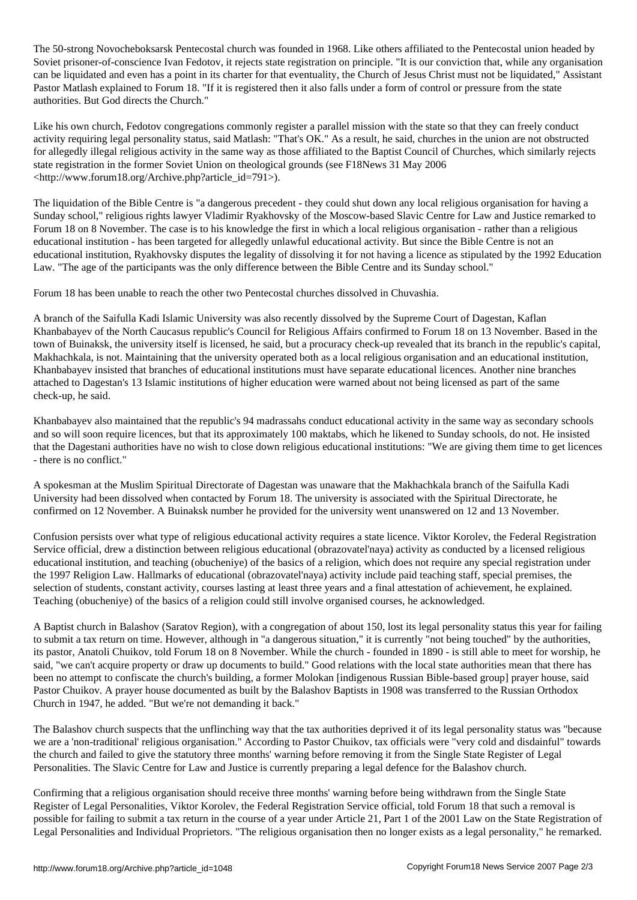The 50-strong Novocheboksarsk Pentecostal church was founded in 1968. Like others affiliated to the Pentecostal union headed by Soviet prisoner-of-conscience Ivan Fedotov, it rejects state registration on principle. "It is our conviction that, while any organisation can be liquidated and even has a point in its charter for that eventuality, the Church of Jesus Christ must not be liquidated," Assistant Pastor Matlash explained to Forum 18. "If it is registered then it also falls under a form of control or pressure from the state authorities. But God directs the Church."

Like his own church, Fedotov congregations commonly register a parallel mission with the state so that they can freely conduct activity requiring legal personality status, said Matlash: "That's OK." As a result, he said, churches in the union are not obstructed for allegedly illegal religious activity in the same way as those affiliated to the Baptist Council of Churches, which similarly rejects state registration in the former Soviet Union on theological grounds (see F18News 31 May 2006 <http://www.forum18.org/Archive.php?article_id=791>).

The liquidation of the Bible Centre is "a dangerous precedent - they could shut down any local religious organisation for having a Sunday school," religious rights lawyer Vladimir Ryakhovsky of the Moscow-based Slavic Centre for Law and Justice remarked to Forum 18 on 8 November. The case is to his knowledge the first in which a local religious organisation - rather than a religious educational institution - has been targeted for allegedly unlawful educational activity. But since the Bible Centre is not an educational institution, Ryakhovsky disputes the legality of dissolving it for not having a licence as stipulated by the 1992 Education Law. "The age of the participants was the only difference between the Bible Centre and its Sunday school."

Forum 18 has been unable to reach the other two Pentecostal churches dissolved in Chuvashia.

A branch of the Saifulla Kadi Islamic University was also recently dissolved by the Supreme Court of Dagestan, Kaflan Khanbabayev of the North Caucasus republic's Council for Religious Affairs confirmed to Forum 18 on 13 November. Based in the town of Buinaksk, the university itself is licensed, he said, but a procuracy check-up revealed that its branch in the republic's capital, Makhachkala, is not. Maintaining that the university operated both as a local religious organisation and an educational institution, Khanbabayev insisted that branches of educational institutions must have separate educational licences. Another nine branches attached to Dagestan's 13 Islamic institutions of higher education were warned about not being licensed as part of the same check-up, he said.

Khanbabayev also maintained that the republic's 94 madrassahs conduct educational activity in the same way as secondary schools and so will soon require licences, but that its approximately 100 maktabs, which he likened to Sunday schools, do not. He insisted that the Dagestani authorities have no wish to close down religious educational institutions: "We are giving them time to get licences - there is no conflict."

A spokesman at the Muslim Spiritual Directorate of Dagestan was unaware that the Makhachkala branch of the Saifulla Kadi University had been dissolved when contacted by Forum 18. The university is associated with the Spiritual Directorate, he confirmed on 12 November. A Buinaksk number he provided for the university went unanswered on 12 and 13 November.

Confusion persists over what type of religious educational activity requires a state licence. Viktor Korolev, the Federal Registration Service official, drew a distinction between religious educational (obrazovatel'naya) activity as conducted by a licensed religious educational institution, and teaching (obucheniye) of the basics of a religion, which does not require any special registration under the 1997 Religion Law. Hallmarks of educational (obrazovatel'naya) activity include paid teaching staff, special premises, the selection of students, constant activity, courses lasting at least three years and a final attestation of achievement, he explained. Teaching (obucheniye) of the basics of a religion could still involve organised courses, he acknowledged.

A Baptist church in Balashov (Saratov Region), with a congregation of about 150, lost its legal personality status this year for failing to submit a tax return on time. However, although in "a dangerous situation," it is currently "not being touched" by the authorities, its pastor, Anatoli Chuikov, told Forum 18 on 8 November. While the church - founded in 1890 - is still able to meet for worship, he said, "we can't acquire property or draw up documents to build." Good relations with the local state authorities mean that there has been no attempt to confiscate the church's building, a former Molokan [indigenous Russian Bible-based group] prayer house, said Pastor Chuikov. A prayer house documented as built by the Balashov Baptists in 1908 was transferred to the Russian Orthodox Church in 1947, he added. "But we're not demanding it back."

The Balashov church suspects that the unflinching way that the tax authorities deprived it of its legal personality status was "because we are a 'non-traditional' religious organisation." According to Pastor Chuikov, tax officials were "very cold and disdainful" towards the church and failed to give the statutory three months' warning before removing it from the Single State Register of Legal Personalities. The Slavic Centre for Law and Justice is currently preparing a legal defence for the Balashov church.

Confirming that a religious organisation should receive three months' warning before being withdrawn from the Single State Register of Legal Personalities, Viktor Korolev, the Federal Registration Service official, told Forum 18 that such a removal is possible for failing to submit a tax return in the course of a year under Article 21, Part 1 of the 2001 Law on the State Registration of Legal Personalities and Individual Proprietors. "The religious organisation then no longer exists as a legal personality," he remarked.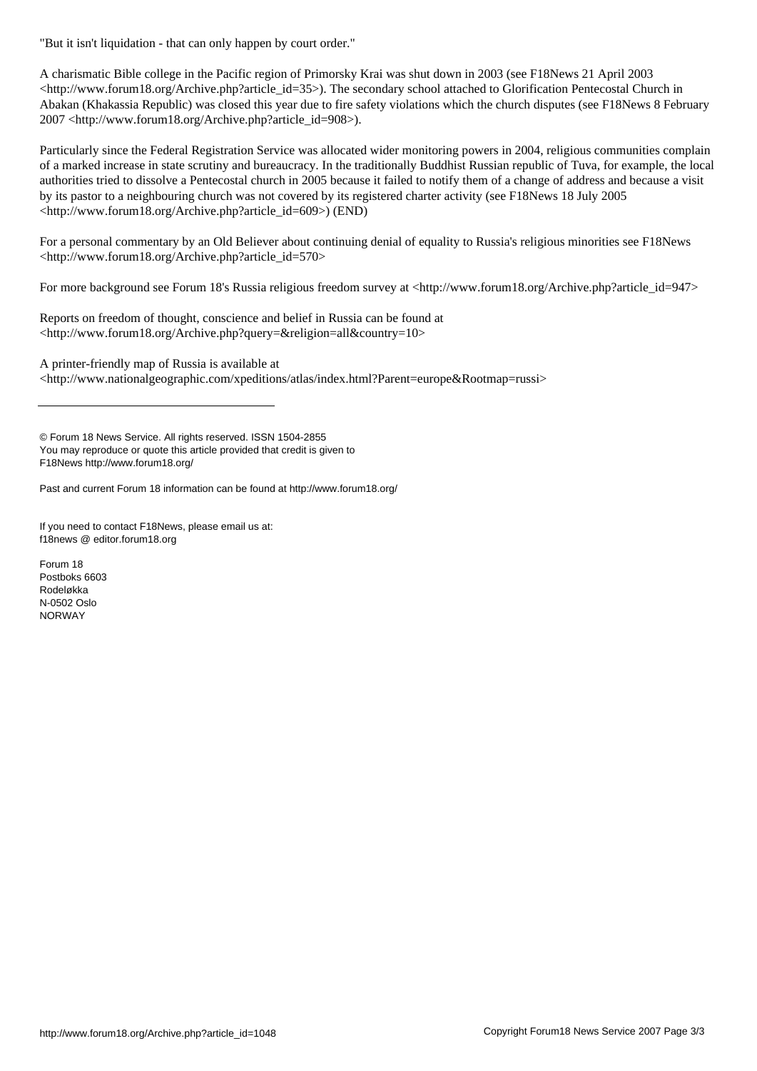"But it isn't liquidation - that can only happen by court order."

A charismatic Bible college in the Pacific region of Primorsky Krai was shut down in 2003 (see F18News 21 April 2003 <http://www.forum18.org/Archive.php?article_id=35>). The secondary school attached to Glorification Pentecostal Church in Abakan (Khakassia Republic) was closed this year due to fire safety violations which the church disputes (see F18News 8 February 2007 <http://www.forum18.org/Archive.php?article_id=908>).

Particularly since the Federal Registration Service was allocated wider monitoring powers in 2004, religious communities complain of a marked increase in state scrutiny and bureaucracy. In the traditionally Buddhist Russian republic of Tuva, for example, the local authorities tried to dissolve a Pentecostal church in 2005 because it failed to notify them of a change of address and because a visit by its pastor to a neighbouring church was not covered by its registered charter activity (see F18News 18 July 2005 <http://www.forum18.org/Archive.php?article_id=609>) (END)

For a personal commentary by an Old Believer about continuing denial of equality to Russia's religious minorities see F18News <http://www.forum18.org/Archive.php?article_id=570>

For more background see Forum 18's Russia religious freedom survey at <http://www.forum18.org/Archive.php?article_id=947>

Reports on freedom of thought, conscience and belief in Russia can be found at <http://www.forum18.org/Archive.php?query=&religion=all&country=10>

A printer-friendly map of Russia is available at <http://www.nationalgeographic.com/xpeditions/atlas/index.html?Parent=europe&Rootmap=russi>

---

© Forum 18 News Service. All rights reserved. ISSN 1504-2855
You may reproduce or quote this article provided that credit is given to F18News http://www.forum18.org/

Past and current Forum 18 information can be found at http://www.forum18.org/

If you need to contact F18News, please email us at:
f18news @ editor.forum18.org

Forum 18
Postboks 6603
Rodeløkka
N-0502 Oslo
NORWAY